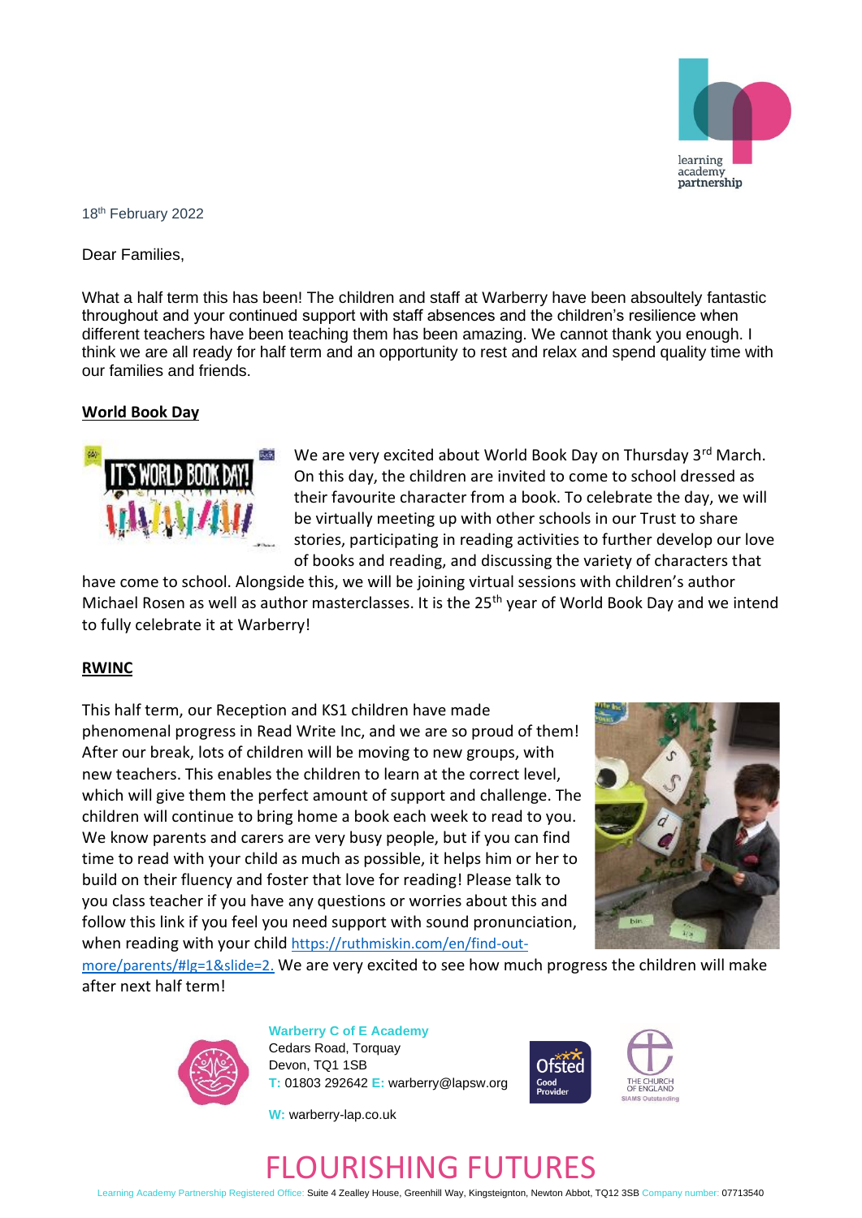18th February 2022

Dear Families,

What a half term this has been! The children and staff at Warberry have been absoultely fantastic throughout and your continued support with staff absences and the children's resilience when different teachers have been teaching them has been amazing. We cannot thank you enough. I think we are all ready for half term and an opportunity to rest and relax and spend quality time with our families and friends.

## World Book Day

We are very excited about World Book Day on Thursday 3rd March. On this day, the children are invited to come to school dressed as their favourite character from a book. To celebrate the day, we will be virtually meeting up with other schools in our Trust to share stories, participating in reading activities to further develop our love of books and reading, and discussing the variety of characters that have come to school. Alongside this, we will be joining virtual sessions with children's author Michael Rosen as well as author masterclasses. It is the 25th year of World Book Day and we intend to fully celebrate it at Warberry!

## RWINC

This half term, our Reception and KS1 children have made phenomenal progress in Read Write Inc, and we are so proud of them! After our break, lots of children will be moving to new groups, with new teachers. This enables the children to learn at the correct level, which will give them the perfect amount of support and challenge. The children will continue to bring home a book each week to read to you. We know parents and carers are very busy people, but if you can find time to read with your child as much as possible, it helps him or her to build on their fluency and foster that love for reading! Please talk to you class teacher if you have any questions or worries about this and follow this link if you feel you need support with sound pronunciation, when reading with your child https://ruthmiskin.com/en/find-out-more/parents/#lg=1&slide=2. We are very excited to see how much progress the children will make after next half term!

**Warberry C of E Academy**
Cedars Road, Torquay
Devon, TQ1 1SB
T: 01803 292642 E: warberry@lapsw.org
W: warberry-lap.co.uk

FLOURISHING FUTURES

Learning Academy Partnership Registered Office: Suite 4 Zealley House, Greenhill Way, Kingsteignton, Newton Abbot, TQ12 3SB Company number: 07713540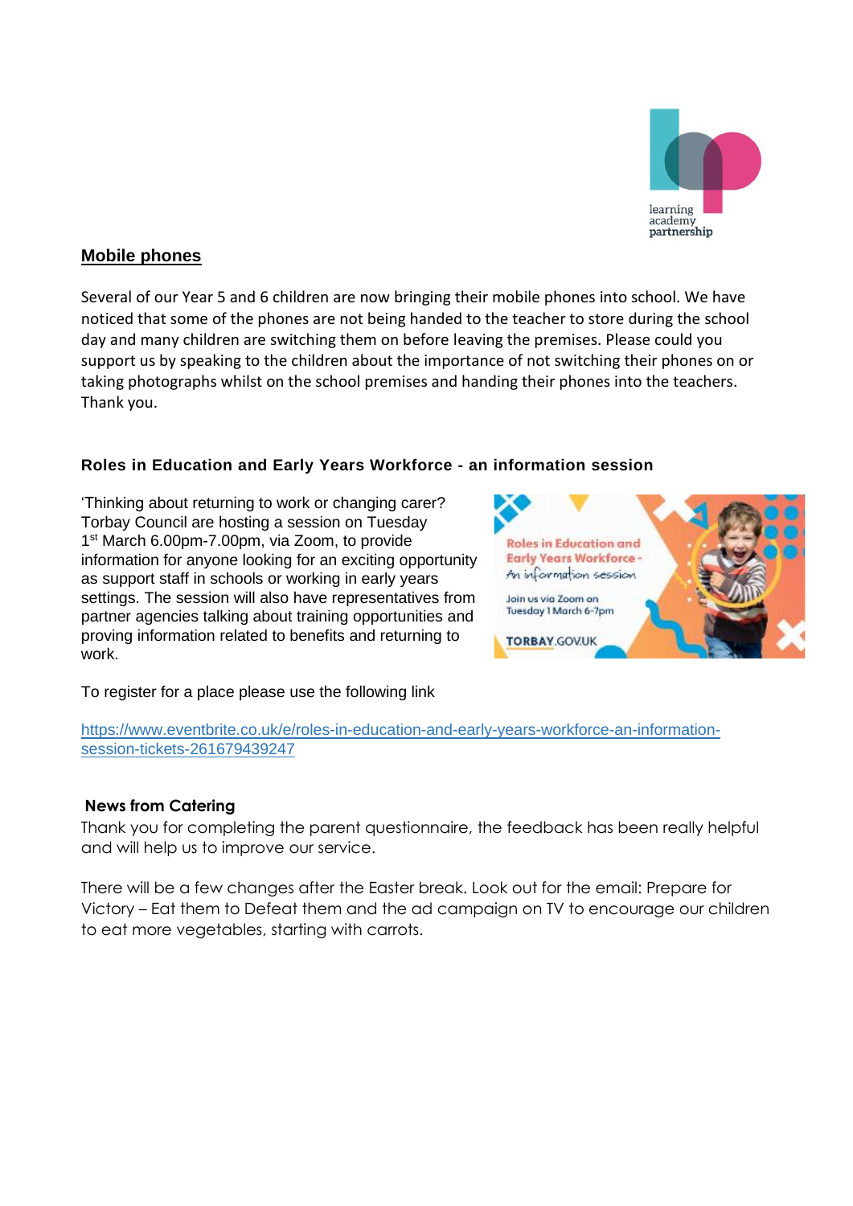## Mobile phones

Several of our Year 5 and 6 children are now bringing their mobile phones into school. We have noticed that some of the phones are not being handed to the teacher to store during the school day and many children are switching them on before leaving the premises. Please could you support us by speaking to the children about the importance of not switching their phones on or taking photographs whilst on the school premises and handing their phones into the teachers. Thank you.

### Roles in Education and Early Years Workforce - an information session

'Thinking about returning to work or changing carer? Torbay Council are hosting a session on Tuesday 1st March 6.00pm-7.00pm, via Zoom, to provide information for anyone looking for an exciting opportunity as support staff in schools or working in early years settings. The session will also have representatives from partner agencies talking about training opportunities and proving information related to benefits and returning to work.

To register for a place please use the following link

https://www.eventbrite.co.uk/e/roles-in-education-and-early-years-workforce-an-information-session-tickets-261679439247

**News from Catering**

Thank you for completing the parent questionnaire, the feedback has been really helpful and will help us to improve our service.

There will be a few changes after the Easter break. Look out for the email: Prepare for Victory – Eat them to Defeat them and the ad campaign on TV to encourage our children to eat more vegetables, starting with carrots.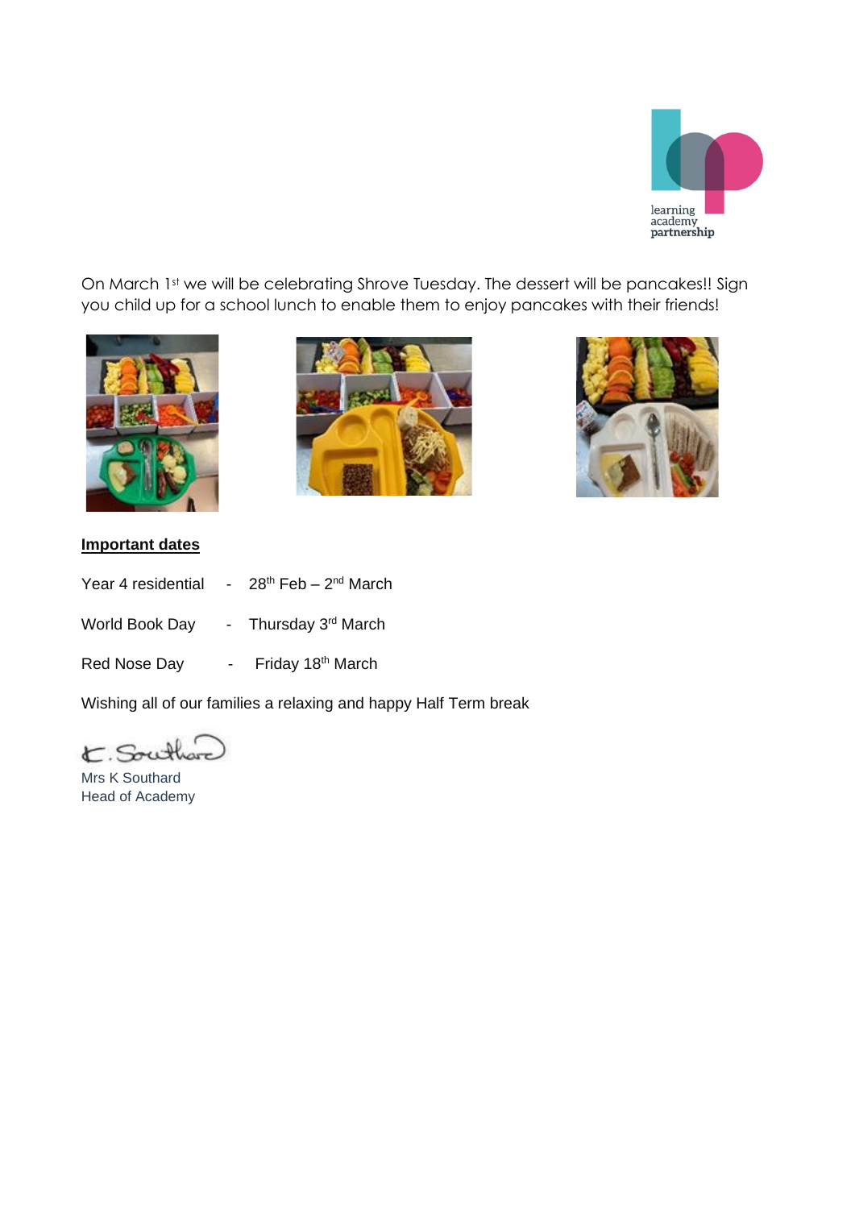On March 1st we will be celebrating Shrove Tuesday. The dessert will be pancakes!! Sign you child up for a school lunch to enable them to enjoy pancakes with their friends!

**Important dates**

Year 4 residential - 28th Feb – 2nd March

World Book Day - Thursday 3rd March

Red Nose Day - Friday 18th March

Wishing all of our families a relaxing and happy Half Term break

K. Southard

Mrs K Southard
Head of Academy